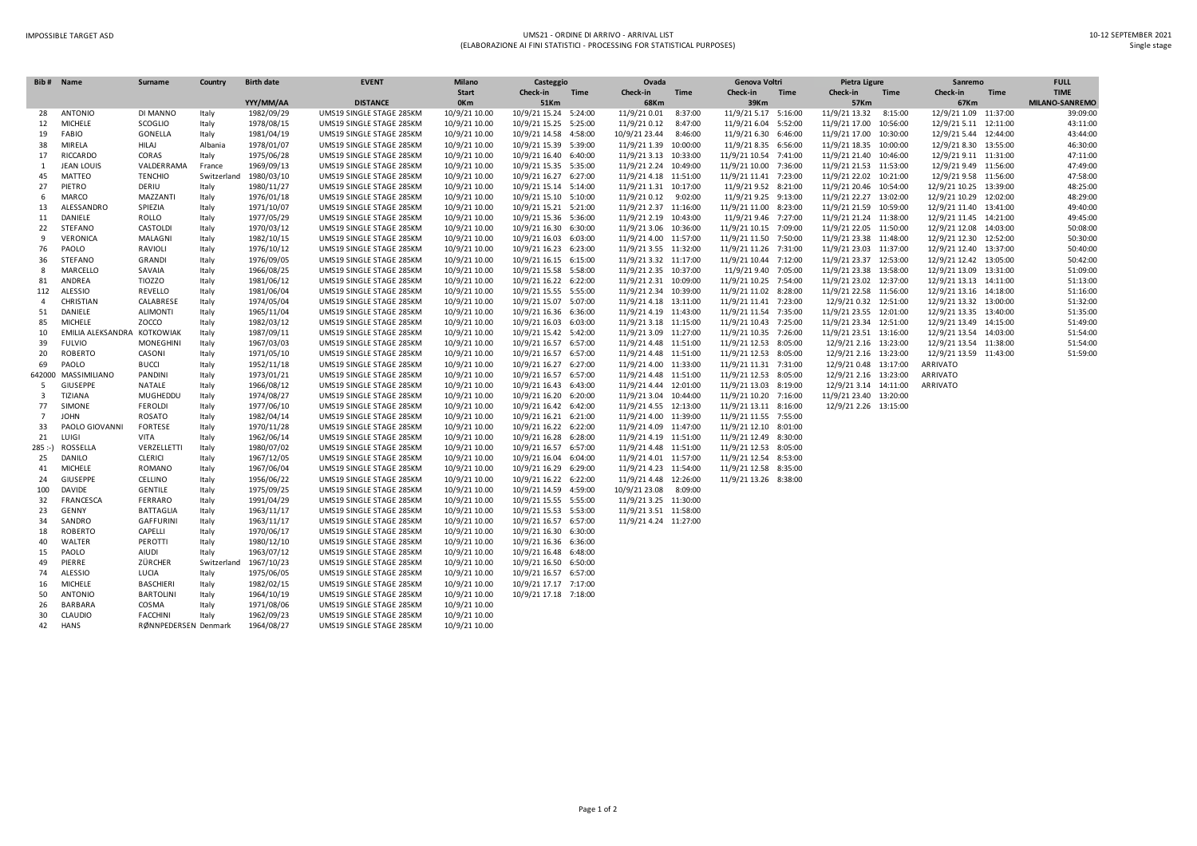IMPOSSIBLE TARGET ASD

UMS21 - ORDINE DI ARRIVO - ARRIVAL LIST
(ELABORAZIONE AI FINI STATISTICI - PROCESSING FOR STATISTICAL PURPOSES)

10-12 SEPTEMBER 2021
Single stage

| Bib # | Name | Surname | Country | Birth date | EVENT | Milano | Casteggio | | Ovada | | Genova Voltri | | Pietra Ligure | | Sanremo | | FULL |
|---|---|---|---|---|---|---|---|---|---|---|---|---|---|---|---|---|---|
| | | | | | | Start | Check-in | Time | Check-in | Time | Check-in | Time | Check-in | Time | Check-in | Time | TIME |
| | | | | YYY/MM/AA | DISTANCE | 0Km | 51Km | | 68Km | | 39Km | | 57Km | | 67Km | | MILANO-SANREMO |
| 28 | ANTONIO | DI MANNO | Italy | 1982/09/29 | UMS19 SINGLE STAGE 285KM | 10/9/21 10.00 | 10/9/21 15.24 | 5:24:00 | 11/9/21 0.01 | 8:37:00 | 11/9/21 5.17 | 5:16:00 | 11/9/21 13.32 | 8:15:00 | 12/9/21 1.09 | 11:37:00 | 39:09:00 |
| 12 | MICHELE | SCOGLIO | Italy | 1978/08/15 | UMS19 SINGLE STAGE 285KM | 10/9/21 10.00 | 10/9/21 15.25 | 5:25:00 | 11/9/21 0.12 | 8:47:00 | 11/9/21 6.04 | 5:52:00 | 11/9/21 17.00 | 10:56:00 | 12/9/21 5.11 | 12:11:00 | 43:11:00 |
| 19 | FABIO | GONELLA | Italy | 1981/04/19 | UMS19 SINGLE STAGE 285KM | 10/9/21 10.00 | 10/9/21 14.58 | 4:58:00 | 10/9/21 23.44 | 8:46:00 | 11/9/21 6.30 | 6:46:00 | 11/9/21 17.00 | 10:30:00 | 12/9/21 5.44 | 12:44:00 | 43:44:00 |
| 38 | MIRELA | HILAJ | Albania | 1978/01/07 | UMS19 SINGLE STAGE 285KM | 10/9/21 10.00 | 10/9/21 15.39 | 5:39:00 | 11/9/21 1.39 | 10:00:00 | 11/9/21 8.35 | 6:56:00 | 11/9/21 18.35 | 10:00:00 | 12/9/21 8.30 | 13:55:00 | 46:30:00 |
| 17 | RICCARDO | CORAS | Italy | 1975/06/28 | UMS19 SINGLE STAGE 285KM | 10/9/21 10.00 | 10/9/21 16.40 | 6:40:00 | 11/9/21 3.13 | 10:33:00 | 11/9/21 10.54 | 7:41:00 | 11/9/21 21.40 | 10:46:00 | 12/9/21 9.11 | 11:31:00 | 47:11:00 |
| 1 | JEAN LOUIS | VALDERRAMA | France | 1969/09/13 | UMS19 SINGLE STAGE 285KM | 10/9/21 10.00 | 10/9/21 15.35 | 5:35:00 | 11/9/21 2.24 | 10:49:00 | 11/9/21 10.00 | 7:36:00 | 11/9/21 21.53 | 11:53:00 | 12/9/21 9.49 | 11:56:00 | 47:49:00 |
| 45 | MATTEO | TENCHIO | Switzerland | 1980/03/10 | UMS19 SINGLE STAGE 285KM | 10/9/21 10.00 | 10/9/21 16.27 | 6:27:00 | 11/9/21 4.18 | 11:51:00 | 11/9/21 11.41 | 7:23:00 | 11/9/21 22.02 | 10:21:00 | 12/9/21 9.58 | 11:56:00 | 47:58:00 |
| 27 | PIETRO | DERIU | Italy | 1980/11/27 | UMS19 SINGLE STAGE 285KM | 10/9/21 10.00 | 10/9/21 15.14 | 5:14:00 | 11/9/21 1.31 | 10:17:00 | 11/9/21 9.52 | 8:21:00 | 11/9/21 20.46 | 10:54:00 | 12/9/21 10.25 | 13:39:00 | 48:25:00 |
| 6 | MARCO | MAZZANTI | Italy | 1976/01/18 | UMS19 SINGLE STAGE 285KM | 10/9/21 10.00 | 10/9/21 15.10 | 5:10:00 | 11/9/21 0.12 | 9:02:00 | 11/9/21 9.25 | 9:13:00 | 11/9/21 22.27 | 13:02:00 | 12/9/21 10.29 | 12:02:00 | 48:29:00 |
| 13 | ALESSANDRO | SPIEZIA | Italy | 1971/10/07 | UMS19 SINGLE STAGE 285KM | 10/9/21 10.00 | 10/9/21 15.21 | 5:21:00 | 11/9/21 2.37 | 11:16:00 | 11/9/21 11.00 | 8:23:00 | 11/9/21 21.59 | 10:59:00 | 12/9/21 11.40 | 13:41:00 | 49:40:00 |
| 11 | DANIELE | ROLLO | Italy | 1977/05/29 | UMS19 SINGLE STAGE 285KM | 10/9/21 10.00 | 10/9/21 15.36 | 5:36:00 | 11/9/21 2.19 | 10:43:00 | 11/9/21 9.46 | 7:27:00 | 11/9/21 21.24 | 11:38:00 | 12/9/21 11.45 | 14:21:00 | 49:45:00 |
| 22 | STEFANO | CASTOLDI | Italy | 1970/03/12 | UMS19 SINGLE STAGE 285KM | 10/9/21 10.00 | 10/9/21 16.30 | 6:30:00 | 11/9/21 3.06 | 10:36:00 | 11/9/21 10.15 | 7:09:00 | 11/9/21 22.05 | 11:50:00 | 12/9/21 12.08 | 14:03:00 | 50:08:00 |
| 9 | VERONICA | MALAGNI | Italy | 1982/10/15 | UMS19 SINGLE STAGE 285KM | 10/9/21 10.00 | 10/9/21 16.03 | 6:03:00 | 11/9/21 4.00 | 11:57:00 | 11/9/21 11.50 | 7:50:00 | 11/9/21 23.38 | 11:48:00 | 12/9/21 12.30 | 12:52:00 | 50:30:00 |
| 76 | PAOLO | RAVIOLI | Italy | 1976/10/12 | UMS19 SINGLE STAGE 285KM | 10/9/21 10.00 | 10/9/21 16.23 | 6:23:00 | 11/9/21 3.55 | 11:32:00 | 11/9/21 11.26 | 7:31:00 | 11/9/21 23.03 | 11:37:00 | 12/9/21 12.40 | 13:37:00 | 50:40:00 |
| 36 | STEFANO | GRANDI | Italy | 1976/09/05 | UMS19 SINGLE STAGE 285KM | 10/9/21 10.00 | 10/9/21 16.15 | 6:15:00 | 11/9/21 3.32 | 11:17:00 | 11/9/21 10.44 | 7:12:00 | 11/9/21 23.37 | 12:53:00 | 12/9/21 12.42 | 13:05:00 | 50:42:00 |
| 8 | MARCELLO | SAVAIA | Italy | 1966/08/25 | UMS19 SINGLE STAGE 285KM | 10/9/21 10.00 | 10/9/21 15.58 | 5:58:00 | 11/9/21 2.35 | 10:37:00 | 11/9/21 9.40 | 7:05:00 | 11/9/21 23.38 | 13:58:00 | 12/9/21 13.09 | 13:31:00 | 51:09:00 |
| 81 | ANDREA | TIOZZO | Italy | 1981/06/12 | UMS19 SINGLE STAGE 285KM | 10/9/21 10.00 | 10/9/21 16.22 | 6:22:00 | 11/9/21 2.31 | 10:09:00 | 11/9/21 10.25 | 7:54:00 | 11/9/21 23.02 | 12:37:00 | 12/9/21 13.13 | 14:11:00 | 51:13:00 |
| 112 | ALESSIO | REVELLO | Italy | 1981/06/04 | UMS19 SINGLE STAGE 285KM | 10/9/21 10.00 | 10/9/21 15.55 | 5:55:00 | 11/9/21 2.34 | 10:39:00 | 11/9/21 11.02 | 8:28:00 | 11/9/21 22.58 | 11:56:00 | 12/9/21 13.16 | 14:18:00 | 51:16:00 |
| 4 | CHRISTIAN | CALABRESE | Italy | 1974/05/04 | UMS19 SINGLE STAGE 285KM | 10/9/21 10.00 | 10/9/21 15.07 | 5:07:00 | 11/9/21 4.18 | 13:11:00 | 11/9/21 11.41 | 7:23:00 | 12/9/21 0.32 | 12:51:00 | 12/9/21 13.32 | 13:00:00 | 51:32:00 |
| 51 | DANIELE | ALIMONTI | Italy | 1965/11/04 | UMS19 SINGLE STAGE 285KM | 10/9/21 10.00 | 10/9/21 16.36 | 6:36:00 | 11/9/21 4.19 | 11:43:00 | 11/9/21 11.54 | 7:35:00 | 11/9/21 23.55 | 12:01:00 | 12/9/21 13.35 | 13:40:00 | 51:35:00 |
| 85 | MICHELE | ZOCCO | Italy | 1982/03/12 | UMS19 SINGLE STAGE 285KM | 10/9/21 10.00 | 10/9/21 16.03 | 6:03:00 | 11/9/21 3.18 | 11:15:00 | 11/9/21 10.43 | 7:25:00 | 11/9/21 23.34 | 12:51:00 | 12/9/21 13.49 | 14:15:00 | 51:49:00 |
| 10 | EMILIA ALEKSANDRA | KOTKOWIAK | Italy | 1987/09/11 | UMS19 SINGLE STAGE 285KM | 10/9/21 10.00 | 10/9/21 15.42 | 5:42:00 | 11/9/21 3.09 | 11:27:00 | 11/9/21 10.35 | 7:26:00 | 11/9/21 23.51 | 13:16:00 | 12/9/21 13.54 | 14:03:00 | 51:54:00 |
| 39 | FULVIO | MONEGHINI | Italy | 1967/03/03 | UMS19 SINGLE STAGE 285KM | 10/9/21 10.00 | 10/9/21 16.57 | 6:57:00 | 11/9/21 4.48 | 11:51:00 | 11/9/21 12.53 | 8:05:00 | 12/9/21 2.16 | 13:23:00 | 12/9/21 13.54 | 11:38:00 | 51:54:00 |
| 20 | ROBERTO | CASONI | Italy | 1971/05/10 | UMS19 SINGLE STAGE 285KM | 10/9/21 10.00 | 10/9/21 16.57 | 6:57:00 | 11/9/21 4.48 | 11:51:00 | 11/9/21 12.53 | 8:05:00 | 12/9/21 2.16 | 13:23:00 | 12/9/21 13.59 | 11:43:00 | 51:59:00 |
| 69 | PAOLO | BUCCI | Italy | 1952/11/18 | UMS19 SINGLE STAGE 285KM | 10/9/21 10.00 | 10/9/21 16.27 | 6:27:00 | 11/9/21 4.00 | 11:33:00 | 11/9/21 11.31 | 7:31:00 | 12/9/21 0.48 | 13:17:00 | ARRIVATO | | |
| 642000 | MASSIMILIANO | PANDINI | Italy | 1973/01/21 | UMS19 SINGLE STAGE 285KM | 10/9/21 10.00 | 10/9/21 16.57 | 6:57:00 | 11/9/21 4.48 | 11:51:00 | 11/9/21 12.53 | 8:05:00 | 12/9/21 2.16 | 13:23:00 | ARRIVATO | | |
| 5 | GIUSEPPE | NATALE | Italy | 1966/08/12 | UMS19 SINGLE STAGE 285KM | 10/9/21 10.00 | 10/9/21 16.43 | 6:43:00 | 11/9/21 4.44 | 12:01:00 | 11/9/21 13.03 | 8:19:00 | 12/9/21 3.14 | 14:11:00 | ARRIVATO | | |
| 3 | TIZIANA | MUGHEDDU | Italy | 1974/08/27 | UMS19 SINGLE STAGE 285KM | 10/9/21 10.00 | 10/9/21 16.20 | 6:20:00 | 11/9/21 3.04 | 10:44:00 | 11/9/21 10.20 | 7:16:00 | 11/9/21 23.40 | 13:20:00 | | | |
| 77 | SIMONE | FEROLDI | Italy | 1977/06/10 | UMS19 SINGLE STAGE 285KM | 10/9/21 10.00 | 10/9/21 16.42 | 6:42:00 | 11/9/21 4.55 | 12:13:00 | 11/9/21 13.11 | 8:16:00 | 12/9/21 2.26 | 13:15:00 | | | |
| 7 | JOHN | ROSATO | Italy | 1982/04/14 | UMS19 SINGLE STAGE 285KM | 10/9/21 10.00 | 10/9/21 16.21 | 6:21:00 | 11/9/21 4.00 | 11:39:00 | 11/9/21 11.55 | 7:55:00 | | | | | |
| 33 | PAOLO GIOVANNI | FORTESE | Italy | 1970/11/28 | UMS19 SINGLE STAGE 285KM | 10/9/21 10.00 | 10/9/21 16.22 | 6:22:00 | 11/9/21 4.09 | 11:47:00 | 11/9/21 12.10 | 8:01:00 | | | | | |
| 21 | LUIGI | VITA | Italy | 1962/06/14 | UMS19 SINGLE STAGE 285KM | 10/9/21 10.00 | 10/9/21 16.28 | 6:28:00 | 11/9/21 4.19 | 11:51:00 | 11/9/21 12.49 | 8:30:00 | | | | | |
| 285 :-) | ROSSELLA | VERZELLETTI | Italy | 1980/07/02 | UMS19 SINGLE STAGE 285KM | 10/9/21 10.00 | 10/9/21 16.57 | 6:57:00 | 11/9/21 4.48 | 11:51:00 | 11/9/21 12.53 | 8:05:00 | | | | | |
| 25 | DANILO | CLERICI | Italy | 1967/12/05 | UMS19 SINGLE STAGE 285KM | 10/9/21 10.00 | 10/9/21 16.04 | 6:04:00 | 11/9/21 4.01 | 11:57:00 | 11/9/21 12.54 | 8:53:00 | | | | | |
| 41 | MICHELE | ROMANO | Italy | 1967/06/04 | UMS19 SINGLE STAGE 285KM | 10/9/21 10.00 | 10/9/21 16.29 | 6:29:00 | 11/9/21 4.23 | 11:54:00 | 11/9/21 12.58 | 8:35:00 | | | | | |
| 24 | GIUSEPPE | CELLINO | Italy | 1956/06/22 | UMS19 SINGLE STAGE 285KM | 10/9/21 10.00 | 10/9/21 16.22 | 6:22:00 | 11/9/21 4.48 | 12:26:00 | 11/9/21 13.26 | 8:38:00 | | | | | |
| 100 | DAVIDE | GENTILE | Italy | 1975/09/25 | UMS19 SINGLE STAGE 285KM | 10/9/21 10.00 | 10/9/21 14.59 | 4:59:00 | 10/9/21 23.08 | 8:09:00 | | | | | | | |
| 32 | FRANCESCA | FERRARO | Italy | 1991/04/29 | UMS19 SINGLE STAGE 285KM | 10/9/21 10.00 | 10/9/21 15.55 | 5:55:00 | 11/9/21 3.25 | 11:30:00 | | | | | | | |
| 23 | GENNY | BATTAGLIA | Italy | 1963/11/17 | UMS19 SINGLE STAGE 285KM | 10/9/21 10.00 | 10/9/21 15.53 | 5:53:00 | 11/9/21 3.51 | 11:58:00 | | | | | | | |
| 34 | SANDRO | GAFFURINI | Italy | 1963/11/17 | UMS19 SINGLE STAGE 285KM | 10/9/21 10.00 | 10/9/21 16.57 | 6:57:00 | 11/9/21 4.24 | 11:27:00 | | | | | | | |
| 18 | ROBERTO | CAPELLI | Italy | 1970/06/17 | UMS19 SINGLE STAGE 285KM | 10/9/21 10.00 | 10/9/21 16.30 | 6:30:00 | | | | | | | | | |
| 40 | WALTER | PEROTTI | Italy | 1980/12/10 | UMS19 SINGLE STAGE 285KM | 10/9/21 10.00 | 10/9/21 16.36 | 6:36:00 | | | | | | | | | |
| 15 | PAOLO | AIUDI | Italy | 1963/07/12 | UMS19 SINGLE STAGE 285KM | 10/9/21 10.00 | 10/9/21 16.48 | 6:48:00 | | | | | | | | | |
| 49 | PIERRE | ZÜRCHER | Switzerland | 1967/10/23 | UMS19 SINGLE STAGE 285KM | 10/9/21 10.00 | 10/9/21 16.50 | 6:50:00 | | | | | | | | | |
| 74 | ALESSIO | LUCIA | Italy | 1975/06/05 | UMS19 SINGLE STAGE 285KM | 10/9/21 10.00 | 10/9/21 16.57 | 6:57:00 | | | | | | | | | |
| 16 | MICHELE | BASCHIERI | Italy | 1982/02/15 | UMS19 SINGLE STAGE 285KM | 10/9/21 10.00 | 10/9/21 17.17 | 7:17:00 | | | | | | | | | |
| 50 | ANTONIO | BARTOLINI | Italy | 1964/10/19 | UMS19 SINGLE STAGE 285KM | 10/9/21 10.00 | 10/9/21 17.18 | 7:18:00 | | | | | | | | | |
| 26 | BARBARA | COSMA | Italy | 1971/08/06 | UMS19 SINGLE STAGE 285KM | 10/9/21 10.00 | | | | | | | | | | | |
| 30 | CLAUDIO | FACCHINI | Italy | 1962/09/23 | UMS19 SINGLE STAGE 285KM | 10/9/21 10.00 | | | | | | | | | | | |
| 42 | HANS | RØNNPEDERSEN | Denmark | 1964/08/27 | UMS19 SINGLE STAGE 285KM | 10/9/21 10.00 | | | | | | | | | | | |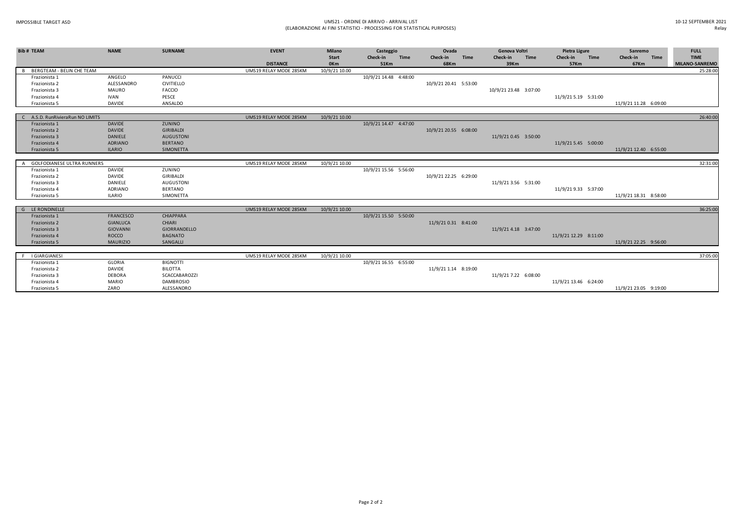IMPOSSIBLE TARGET ASD

UMS21 - ORDINE DI ARRIVO - ARRIVAL LIST
(ELABORAZIONE AI FINI STATISTICI - PROCESSING FOR STATISTICAL PURPOSES)

10-12 SEPTEMBER 2021
Relay

| Bib # | TEAM | NAME | SURNAME | EVENT | Milano Start | Casteggio Check-in | Casteggio Time | Ovada Check-in | Ovada Time | Genova Voltri Check-in | Genova Voltri Time | Pietra Ligure Check-in | Pietra Ligure Time | Sanremo Check-in | Sanremo Time | FULL TIME MILANO-SANREMO |
|---|---|---|---|---|---|---|---|---|---|---|---|---|---|---|---|---|
| | | | | DISTANCE | 0Km | 51Km | | 68Km | | 39Km | | 57Km | | 67Km | | |
| B | BERGTEAM - BELIN CHE TEAM | | | UMS19 RELAY MODE 285KM | 10/9/21 10.00 | | | | | | | | | | | 25:28:00 |
| | Frazionista 1 | ANGELO | PANUCCI | | | 10/9/21 14.48 | 4:48:00 | | | | | | | | | |
| | Frazionista 2 | ALESSANDRO | CIVITIELLO | | | | | 10/9/21 20.41 | 5:53:00 | | | | | | | |
| | Frazionista 3 | MAURO | FACCIO | | | | | | | 10/9/21 23.48 | 3:07:00 | | | | | |
| | Frazionista 4 | IVAN | PESCE | | | | | | | | | 11/9/21 5.19 | 5:31:00 | | | |
| | Frazionista 5 | DAVIDE | ANSALDO | | | | | | | | | | | 11/9/21 11.28 | 6:09:00 | |
| C | A.S.D. RunRivieraRun NO LIMITS | | | UMS19 RELAY MODE 285KM | 10/9/21 10.00 | | | | | | | | | | | 26:40:00 |
| | Frazionista 1 | DAVIDE | ZUNINO | | | 10/9/21 14.47 | 4:47:00 | | | | | | | | | |
| | Frazionista 2 | DAVIDE | GIRIBALDI | | | | | 10/9/21 20.55 | 6:08:00 | | | | | | | |
| | Frazionista 3 | DANIELE | AUGUSTONI | | | | | | | 11/9/21 0.45 | 3:50:00 | | | | | |
| | Frazionista 4 | ADRIANO | BERTANO | | | | | | | | | 11/9/21 5.45 | 5:00:00 | | | |
| | Frazionista 5 | ILARIO | SIMONETTA | | | | | | | | | | | 11/9/21 12.40 | 6:55:00 | |
| A | GOLFODIANESE ULTRA RUNNERS | | | UMS19 RELAY MODE 285KM | 10/9/21 10.00 | | | | | | | | | | | 32:31:00 |
| | Frazionista 1 | DAVIDE | ZUNINO | | | 10/9/21 15.56 | 5:56:00 | | | | | | | | | |
| | Frazionista 2 | DAVIDE | GIRIBALDI | | | | | 10/9/21 22.25 | 6:29:00 | | | | | | | |
| | Frazionista 3 | DANIELE | AUGUSTONI | | | | | | | 11/9/21 3.56 | 5:31:00 | | | | | |
| | Frazionista 4 | ADRIANO | BERTANO | | | | | | | | | 11/9/21 9.33 | 5:37:00 | | | |
| | Frazionista 5 | ILARIO | SIMONETTA | | | | | | | | | | | 11/9/21 18.31 | 8:58:00 | |
| G | LE RONDINELLE | | | UMS19 RELAY MODE 285KM | 10/9/21 10.00 | | | | | | | | | | | 36:25:00 |
| | Frazionista 1 | FRANCESCO | CHIAPPARA | | | 10/9/21 15.50 | 5:50:00 | | | | | | | | | |
| | Frazionista 2 | GIANLUCA | CHIARI | | | | | 11/9/21 0.31 | 8:41:00 | | | | | | | |
| | Frazionista 3 | GIOVANNI | GIORRANDELLO | | | | | | | 11/9/21 4.18 | 3:47:00 | | | | | |
| | Frazionista 4 | ROCCO | BAGNATO | | | | | | | | | 11/9/21 12.29 | 8:11:00 | | | |
| | Frazionista 5 | MAURIZIO | SANGALLI | | | | | | | | | | | 11/9/21 22.25 | 9:56:00 | |
| F | I GIARGIANESI | | | UMS19 RELAY MODE 285KM | 10/9/21 10.00 | | | | | | | | | | | 37:05:00 |
| | Frazionista 1 | GLORIA | BIGNOTTI | | | 10/9/21 16.55 | 6:55:00 | | | | | | | | | |
| | Frazionista 2 | DAVIDE | BILOTTA | | | | | 11/9/21 1.14 | 8:19:00 | | | | | | | |
| | Frazionista 3 | DEBORA | SCACCABAROZZI | | | | | | | 11/9/21 7.22 | 6:08:00 | | | | | |
| | Frazionista 4 | MARIO | DAMBROSIO | | | | | | | | | 11/9/21 13.46 | 6:24:00 | | | |
| | Frazionista 5 | ZARO | ALESSANDRO | | | | | | | | | | | 11/9/21 23.05 | 9:19:00 | |